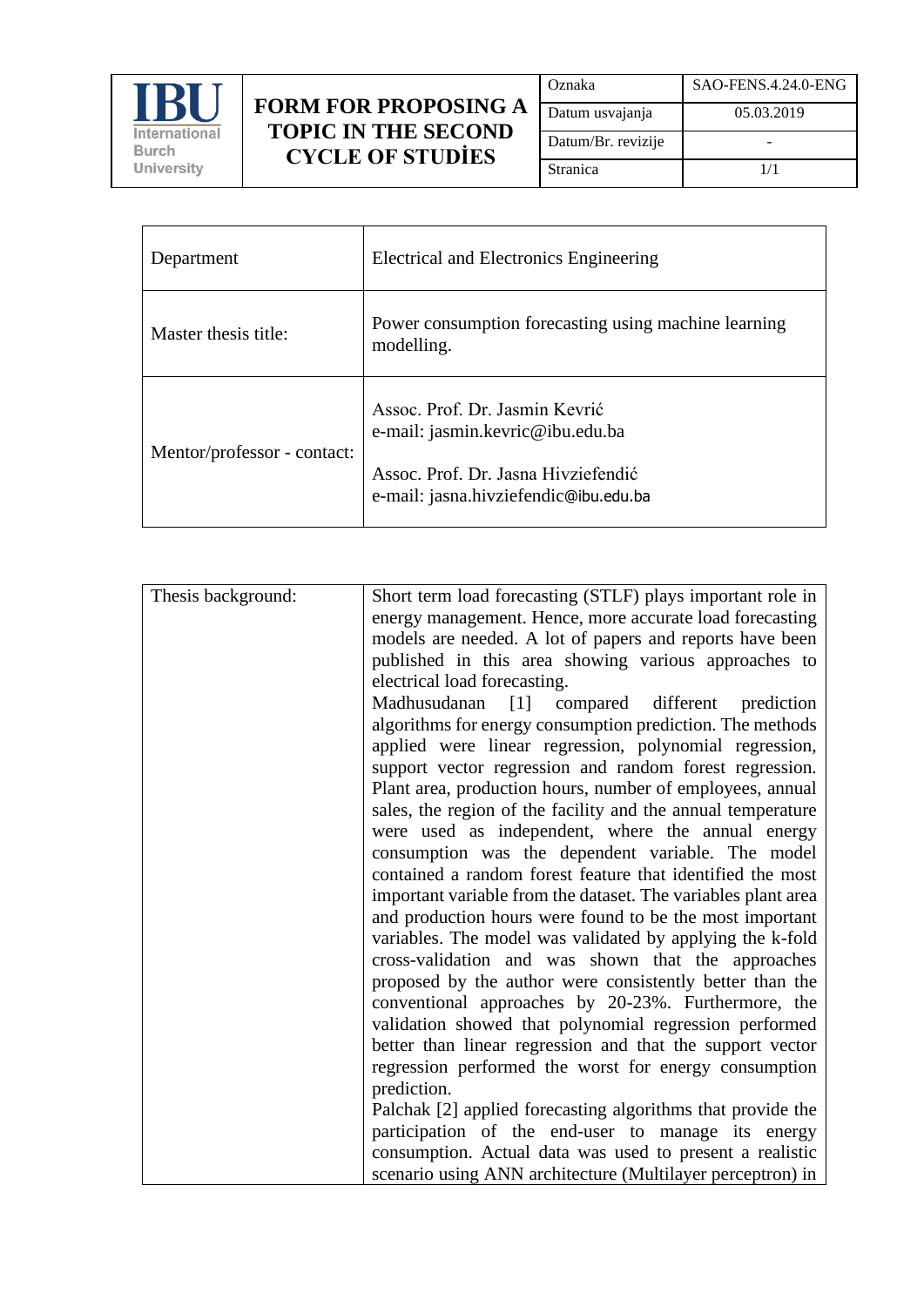| IBU International Burch University | FORM FOR PROPOSING A TOPIC IN THE SECOND CYCLE OF STUDİES | Oznaka | SAO-FENS.4.24.0-ENG |
|---|---|---|---|
| | | Datum usvajanja | 05.03.2019 |
| | | Datum/Br. revizije | - |
| | | Stranica | 1/1 |

| Department | Electrical and Electronics Engineering |
|---|---|
| Master thesis title: | Power consumption forecasting using machine learning modelling. |
| Mentor/professor - contact: | Assoc. Prof. Dr. Jasmin Kevrić<br>e-mail: jasmin.kevric@ibu.edu.ba<br><br>Assoc. Prof. Dr. Jasna Hivziefendić<br>e-mail: jasna.hivziefendic@ibu.edu.ba |

| Thesis background: | Short term load forecasting (STLF) plays important role in energy management. Hence, more accurate load forecasting models are needed. A lot of papers and reports have been published in this area showing various approaches to electrical load forecasting.<br>Madhusudanan [1] compared different prediction algorithms for energy consumption prediction. The methods applied were linear regression, polynomial regression, support vector regression and random forest regression. Plant area, production hours, number of employees, annual sales, the region of the facility and the annual temperature were used as independent, where the annual energy consumption was the dependent variable. The model contained a random forest feature that identified the most important variable from the dataset. The variables plant area and production hours were found to be the most important variables. The model was validated by applying the k-fold cross-validation and was shown that the approaches proposed by the author were consistently better than the conventional approaches by 20-23%. Furthermore, the validation showed that polynomial regression performed better than linear regression and that the support vector regression performed the worst for energy consumption prediction.<br>Palchak [2] applied forecasting algorithms that provide the participation of the end-user to manage its energy consumption. Actual data was used to present a realistic scenario using ANN architecture (Multilayer perceptron) in |
|---|---|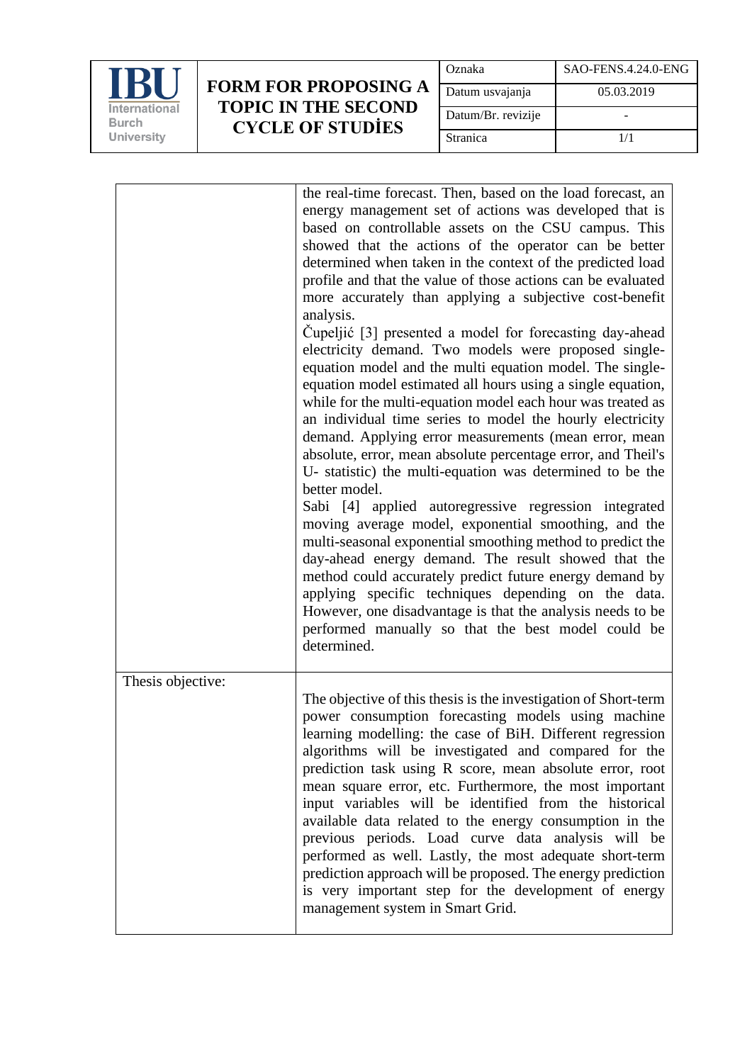| | |
|---|---|
| | the real-time forecast. Then, based on the load forecast, an energy management set of actions was developed that is based on controllable assets on the CSU campus. This showed that the actions of the operator can be better determined when taken in the context of the predicted load profile and that the value of those actions can be evaluated more accurately than applying a subjective cost-benefit analysis. Čupeljić [3] presented a model for forecasting day-ahead electricity demand. Two models were proposed single-equation model and the multi equation model. The single-equation model estimated all hours using a single equation, while for the multi-equation model each hour was treated as an individual time series to model the hourly electricity demand. Applying error measurements (mean error, mean absolute, error, mean absolute percentage error, and Theil's U- statistic) the multi-equation was determined to be the better model. Sabi [4] applied autoregressive regression integrated moving average model, exponential smoothing, and the multi-seasonal exponential smoothing method to predict the day-ahead energy demand. The result showed that the method could accurately predict future energy demand by applying specific techniques depending on the data. However, one disadvantage is that the analysis needs to be performed manually so that the best model could be determined. |
| Thesis objective: | The objective of this thesis is the investigation of Short-term power consumption forecasting models using machine learning modelling: the case of BiH. Different regression algorithms will be investigated and compared for the prediction task using R score, mean absolute error, root mean square error, etc. Furthermore, the most important input variables will be identified from the historical available data related to the energy consumption in the previous periods. Load curve data analysis will be performed as well. Lastly, the most adequate short-term prediction approach will be proposed. The energy prediction is very important step for the development of energy management system in Smart Grid. |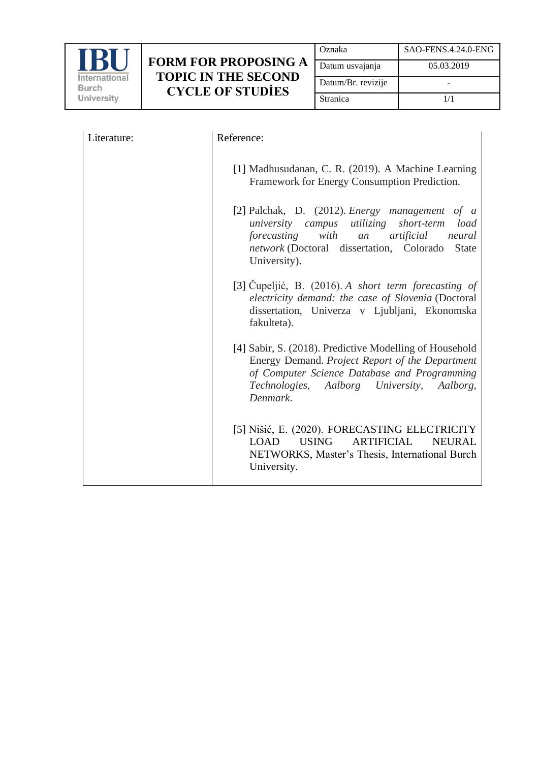| | |
|---|---|
| Literature: | Reference:<br><br>[1] Madhusudanan, C. R. (2019). A Machine Learning Framework for Energy Consumption Prediction.<br><br>[2] Palchak, D. (2012). *Energy management of a university campus utilizing short-term load forecasting with an artificial neural network* (Doctoral dissertation, Colorado State University).<br><br>[3] Čupeljić, B. (2016). *A short term forecasting of electricity demand: the case of Slovenia* (Doctoral dissertation, Univerza v Ljubljani, Ekonomska fakulteta).<br><br>[4] Sabir, S. (2018). Predictive Modelling of Household Energy Demand. *Project Report of the Department of Computer Science Database and Programming Technologies, Aalborg University, Aalborg, Denmark*.<br><br>[5] Nišić, E. (2020). FORECASTING ELECTRICITY LOAD USING ARTIFICIAL NEURAL NETWORKS, Master's Thesis, International Burch University. |